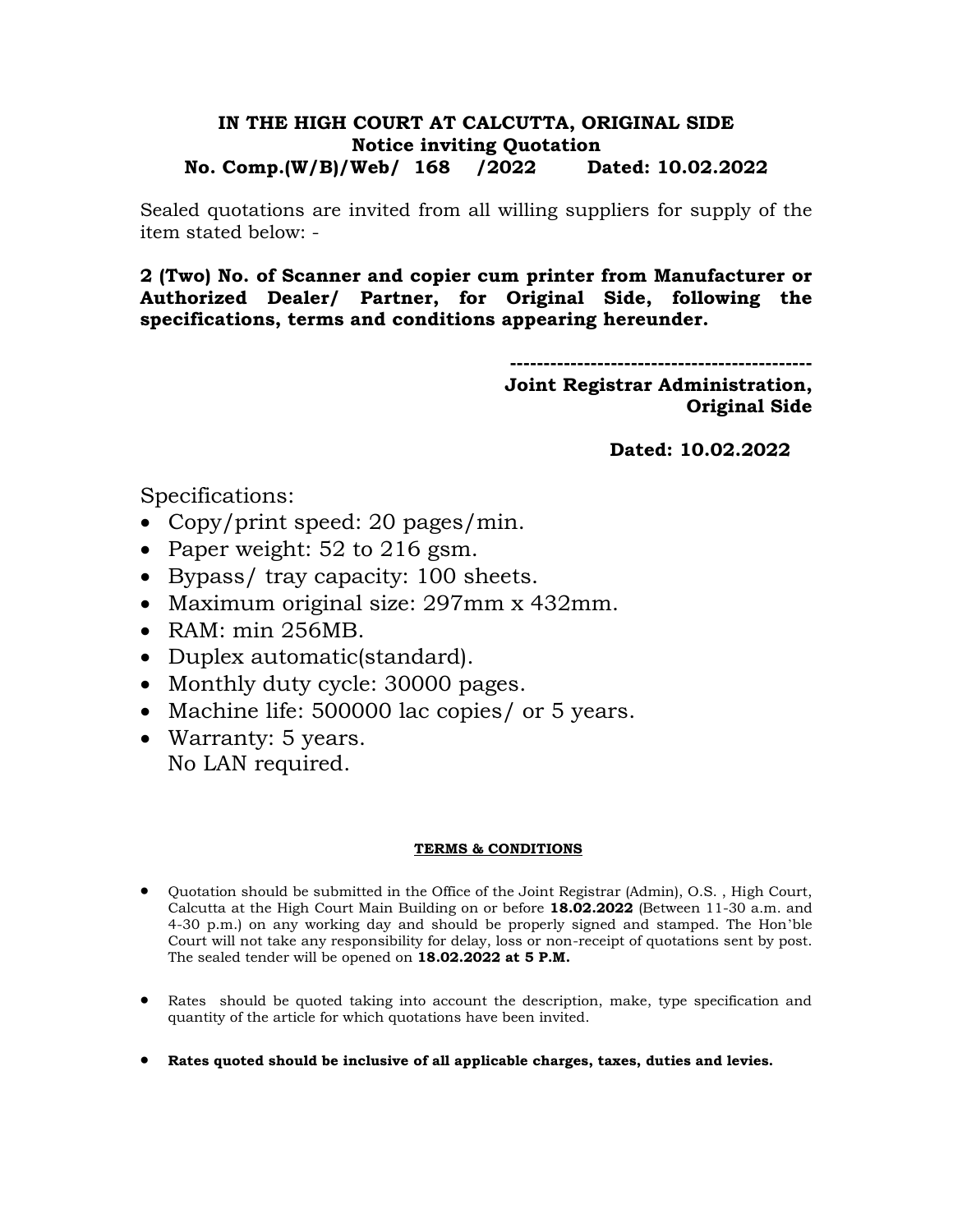**IN THE HIGH COURT AT CALCUTTA, ORIGINAL SIDE**
**Notice inviting Quotation**
**No. Comp.(W/B)/Web/ 168 /2022 Dated: 10.02.2022**

Sealed quotations are invited from all willing suppliers for supply of the item stated below: -

**2 (Two) No. of Scanner and copier cum printer from Manufacturer or Authorized Dealer/ Partner, for Original Side, following the specifications, terms and conditions appearing hereunder.**

**--------------------------------------------**
**Joint Registrar Administration,**
**Original Side**

**Dated: 10.02.2022**

Specifications:

- Copy/print speed: 20 pages/min.
- Paper weight: 52 to 216 gsm.
- Bypass/ tray capacity: 100 sheets.
- Maximum original size: 297mm x 432mm.
- RAM: min 256MB.
- Duplex automatic(standard).
- Monthly duty cycle: 30000 pages.
- Machine life: 500000 lac copies/ or 5 years.
- Warranty: 5 years.
  No LAN required.

**TERMS & CONDITIONS**

- Quotation should be submitted in the Office of the Joint Registrar (Admin), O.S. , High Court, Calcutta at the High Court Main Building on or before **18.02.2022** (Between 11-30 a.m. and 4-30 p.m.) on any working day and should be properly signed and stamped. The Hon'ble Court will not take any responsibility for delay, loss or non-receipt of quotations sent by post. The sealed tender will be opened on **18.02.2022 at 5 P.M.**

- Rates should be quoted taking into account the description, make, type specification and quantity of the article for which quotations have been invited.

- **Rates quoted should be inclusive of all applicable charges, taxes, duties and levies.**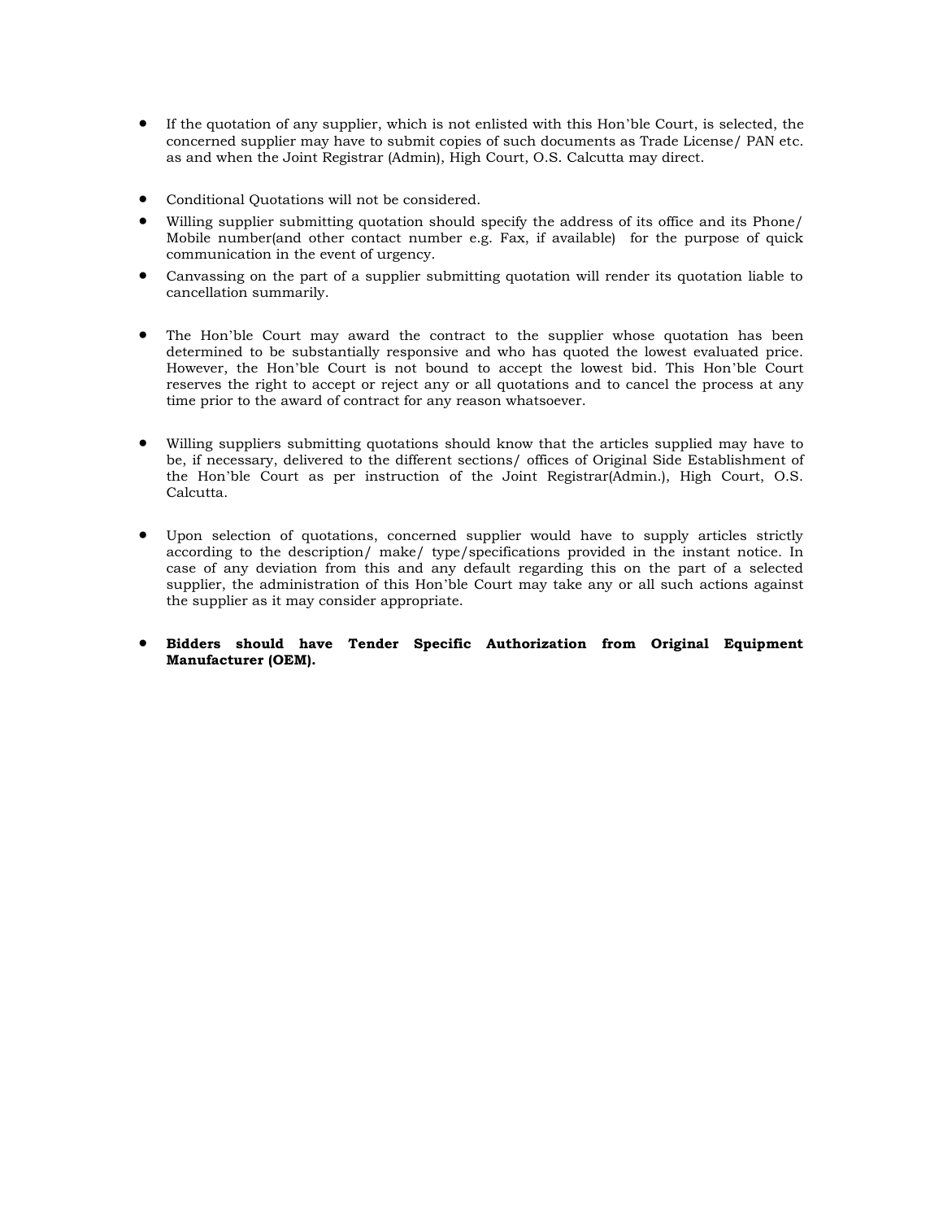- If the quotation of any supplier, which is not enlisted with this Hon'ble Court, is selected, the concerned supplier may have to submit copies of such documents as Trade License/ PAN etc. as and when the Joint Registrar (Admin), High Court, O.S. Calcutta may direct.

- Conditional Quotations will not be considered.
- Willing supplier submitting quotation should specify the address of its office and its Phone/ Mobile number(and other contact number e.g. Fax, if available) for the purpose of quick communication in the event of urgency.
- Canvassing on the part of a supplier submitting quotation will render its quotation liable to cancellation summarily.

- The Hon'ble Court may award the contract to the supplier whose quotation has been determined to be substantially responsive and who has quoted the lowest evaluated price. However, the Hon'ble Court is not bound to accept the lowest bid. This Hon'ble Court reserves the right to accept or reject any or all quotations and to cancel the process at any time prior to the award of contract for any reason whatsoever.

- Willing suppliers submitting quotations should know that the articles supplied may have to be, if necessary, delivered to the different sections/ offices of Original Side Establishment of the Hon'ble Court as per instruction of the Joint Registrar(Admin.), High Court, O.S. Calcutta.

- Upon selection of quotations, concerned supplier would have to supply articles strictly according to the description/ make/ type/specifications provided in the instant notice. In case of any deviation from this and any default regarding this on the part of a selected supplier, the administration of this Hon'ble Court may take any or all such actions against the supplier as it may consider appropriate.

- **Bidders should have Tender Specific Authorization from Original Equipment Manufacturer (OEM).**